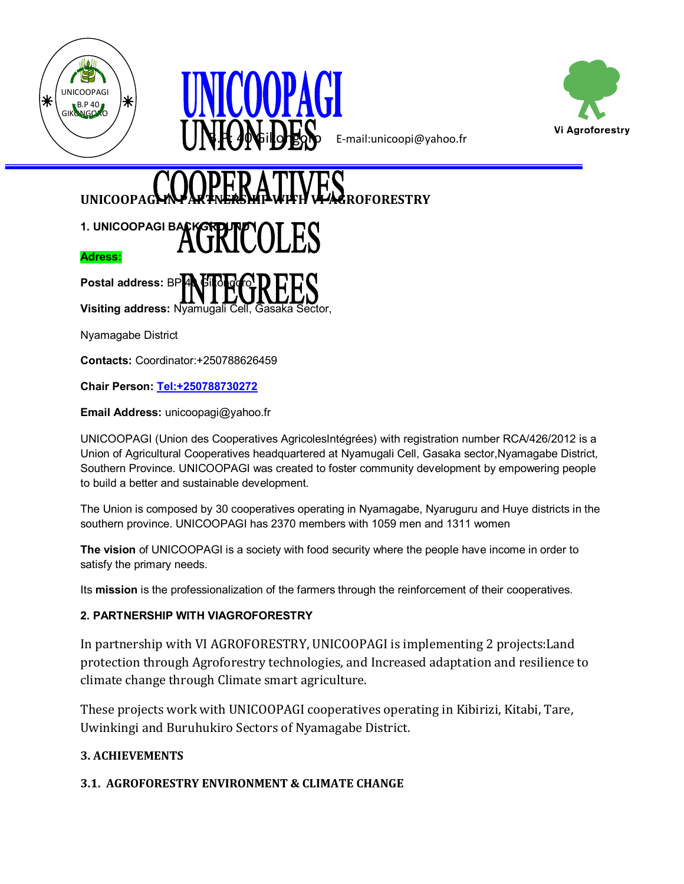UNICOOPAGI

UNION DES COOPERATIVES AGRICOLES INTEGREES

B.P: 40 Gikongoro E-mail:unicoopi@yahoo.fr

Vi Agroforestry

**UNICOOPAGI IN PARTNERSHIP WITH VI AGROFORESTRY**

**1. UNICOOPAGI BACKGROUND**

**Adress:**

**Postal address:** BP 40 Gikongoro

**Visiting address:** Nyamugali Cell, Gasaka Sector,

Nyamagabe District

**Contacts:** Coordinator:+250788626459

**Chair Person:** Tel:+250788730272

**Email Address:** unicoopagi@yahoo.fr

UNICOOPAGI (Union des Cooperatives AgricolesIntégrées) with registration number RCA/426/2012 is a Union of Agricultural Cooperatives headquartered at Nyamugali Cell, Gasaka sector,Nyamagabe District, Southern Province. UNICOOPAGI was created to foster community development by empowering people to build a better and sustainable development.

The Union is composed by 30 cooperatives operating in Nyamagabe, Nyaruguru and Huye districts in the southern province. UNICOOPAGI has 2370 members with 1059 men and 1311 women

**The vision** of UNICOOPAGI is a society with food security where the people have income in order to satisfy the primary needs.

Its **mission** is the professionalization of the farmers through the reinforcement of their cooperatives.

**2. PARTNERSHIP WITH VIAGROFORESTRY**

In partnership with VI AGROFORESTRY, UNICOOPAGI is implementing 2 projects:Land protection through Agroforestry technologies, and Increased adaptation and resilience to climate change through Climate smart agriculture.

These projects work with UNICOOPAGI cooperatives operating in Kibirizi, Kitabi, Tare, Uwinkingi and Buruhukiro Sectors of Nyamagabe District.

**3. ACHIEVEMENTS**

**3.1. AGROFORESTRY ENVIRONMENT & CLIMATE CHANGE**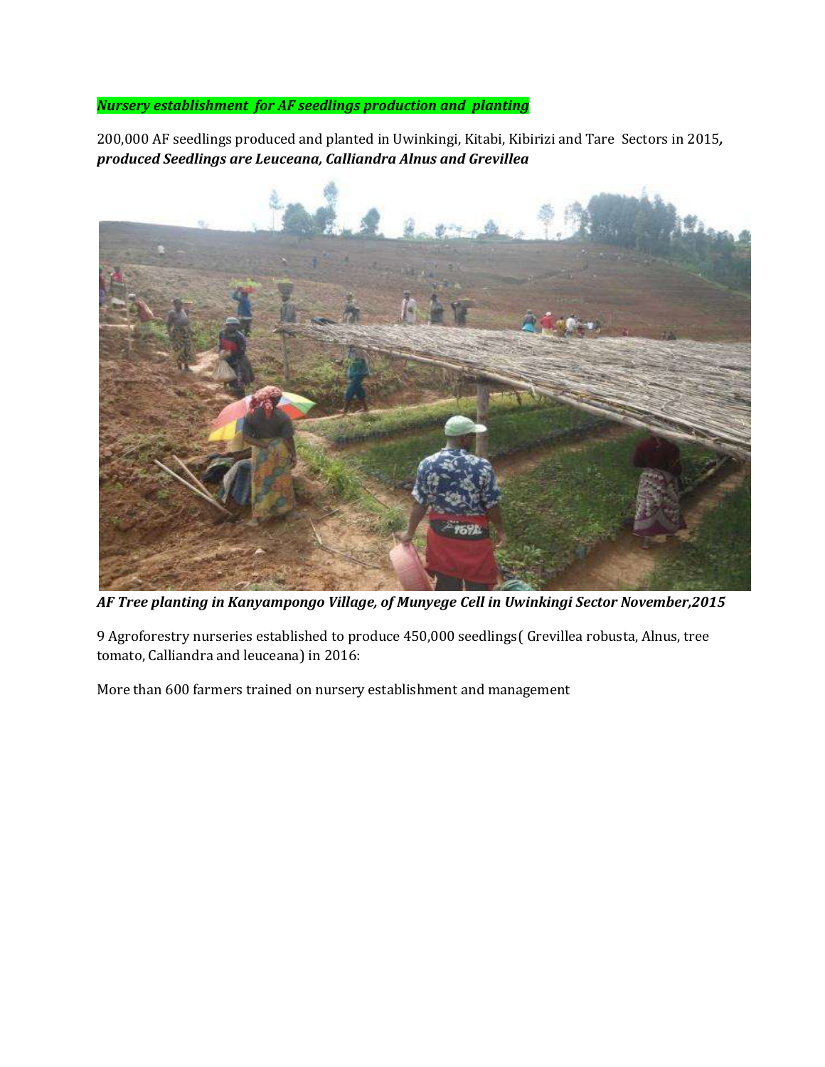***Nursery establishment for AF seedlings production and planting***

200,000 AF seedlings produced and planted in Uwinkingi, Kitabi, Kibirizi and Tare Sectors in 2015***, produced Seedlings are Leuceana, Calliandra Alnus and Grevillea***

***AF Tree planting in Kanyampongo Village, of Munyege Cell in Uwinkingi Sector November,2015***

9 Agroforestry nurseries established to produce 450,000 seedlings( Grevillea robusta, Alnus, tree tomato, Calliandra and leuceana) in 2016:

More than 600 farmers trained on nursery establishment and management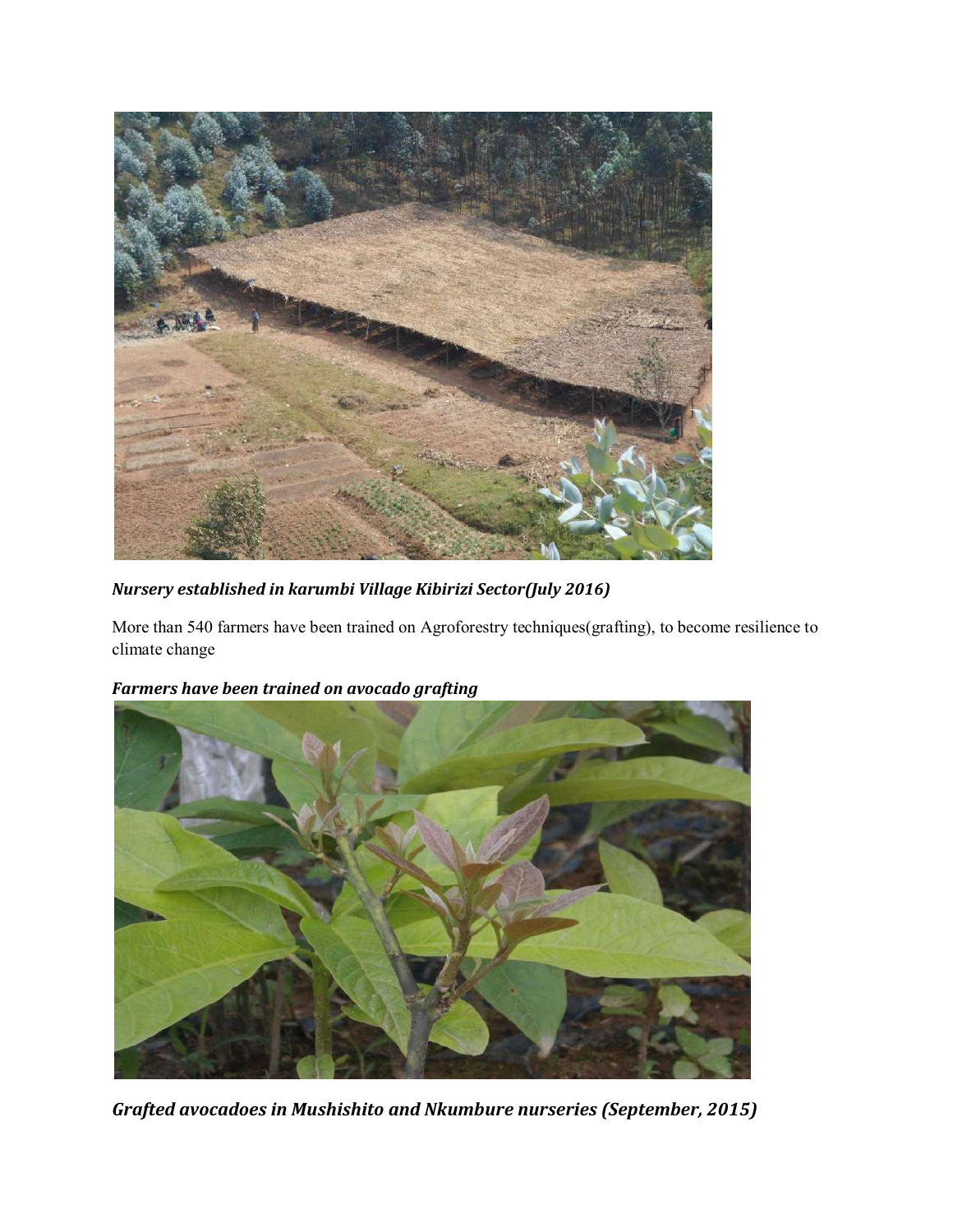*Nursery established in karumbi Village Kibirizi Sector(July 2016)*

More than 540 farmers have been trained on Agroforestry techniques(grafting), to become resilience to climate change

***Farmers have been trained on avocado grafting***

***Grafted avocadoes in Mushishito and Nkumbure nurseries (September, 2015)***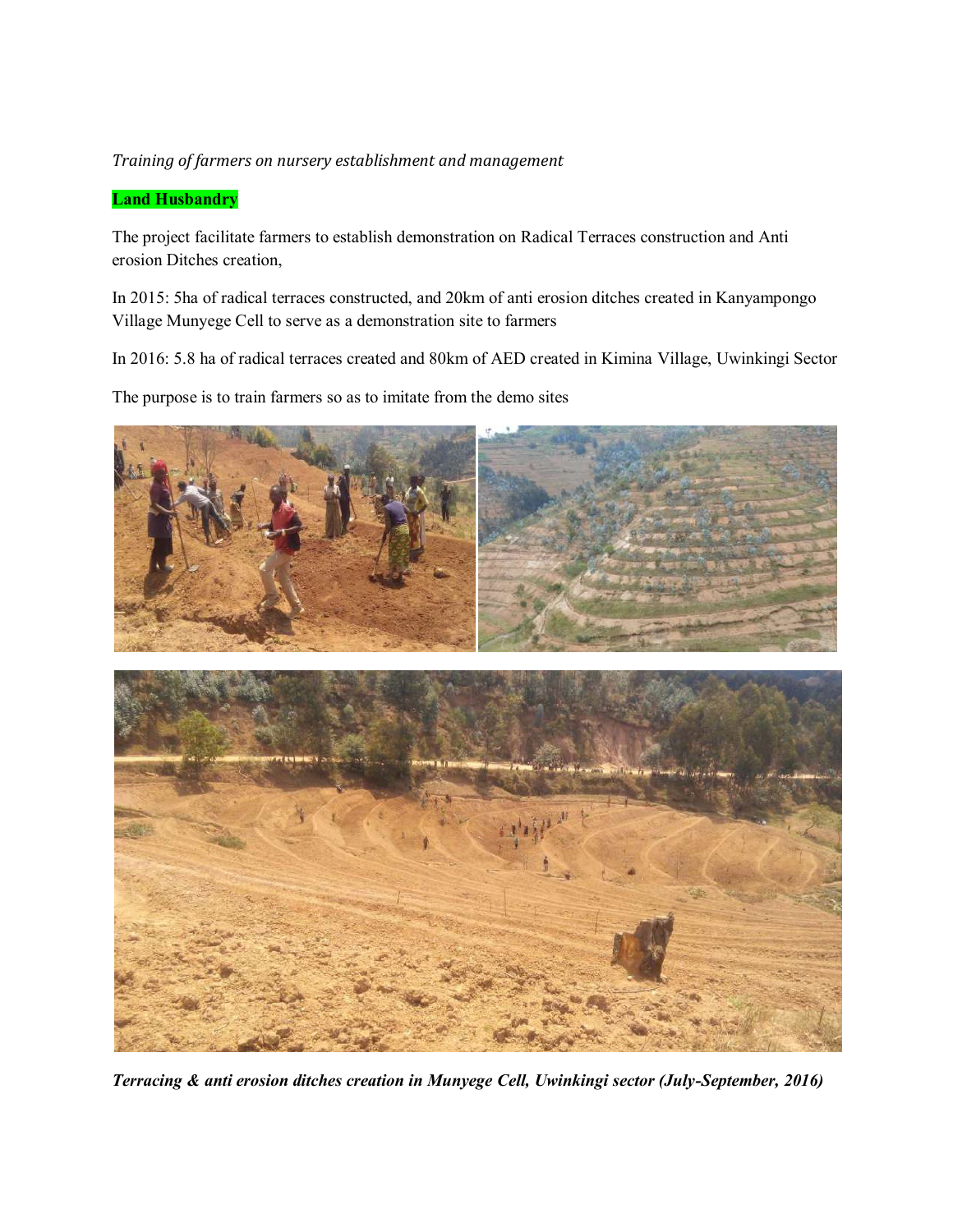*Training of farmers on nursery establishment and management*

**Land Husbandry**

The project facilitate farmers to establish demonstration on Radical Terraces construction and Anti erosion Ditches creation,

In 2015: 5ha of radical terraces constructed, and 20km of anti erosion ditches created in Kanyampongo Village Munyege Cell to serve as a demonstration site to farmers

In 2016: 5.8 ha of radical terraces created and 80km of AED created in Kimina Village, Uwinkingi Sector

The purpose is to train farmers so as to imitate from the demo sites

***Terracing & anti erosion ditches creation in Munyege Cell, Uwinkingi sector (July-September, 2016)***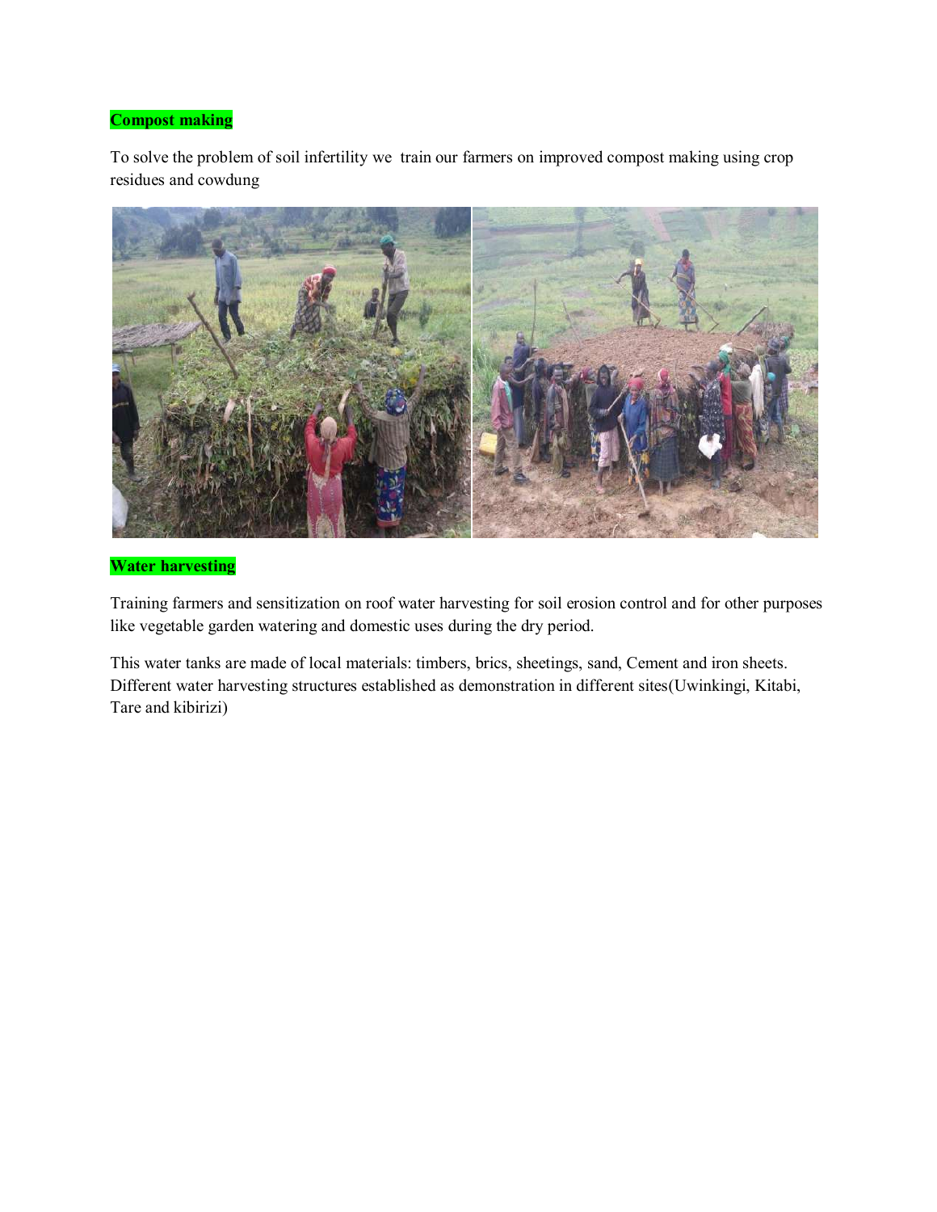**Compost making**

To solve the problem of soil infertility we train our farmers on improved compost making using crop residues and cowdung

**Water harvesting**

Training farmers and sensitization on roof water harvesting for soil erosion control and for other purposes like vegetable garden watering and domestic uses during the dry period.

This water tanks are made of local materials: timbers, brics, sheetings, sand, Cement and iron sheets. Different water harvesting structures established as demonstration in different sites(Uwinkingi, Kitabi, Tare and kibirizi)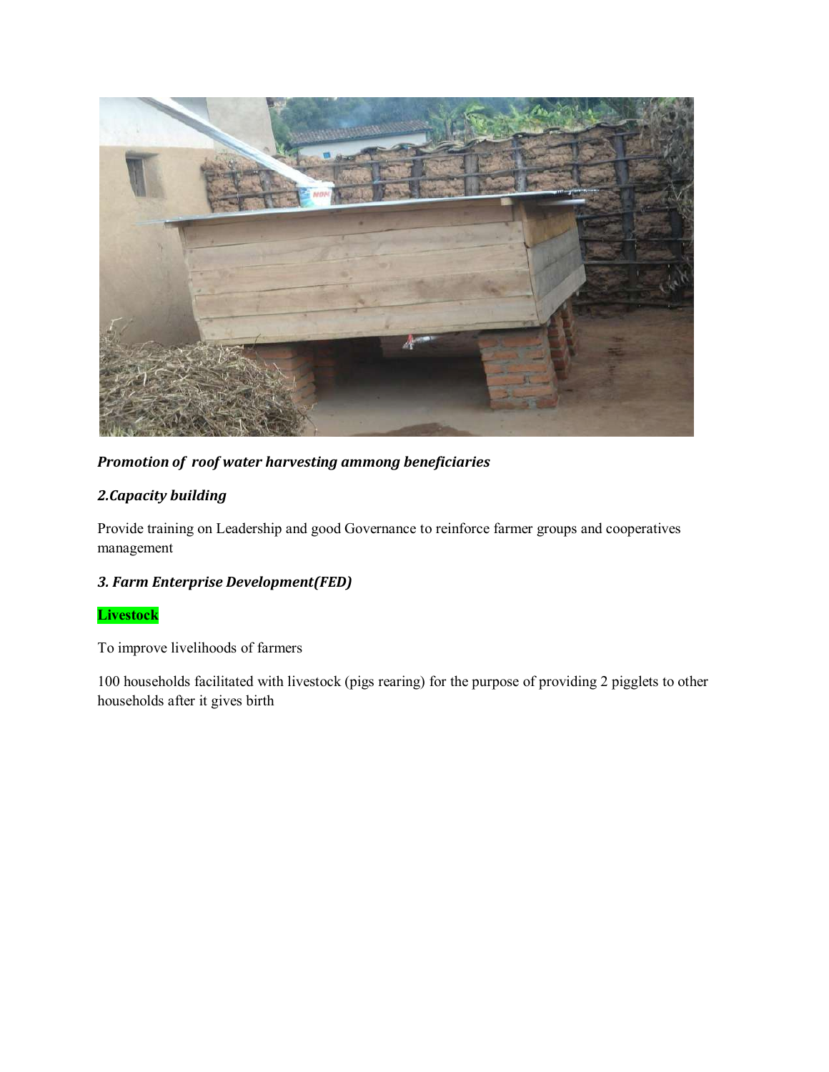***Promotion of  roof water harvesting ammong beneficiaries***

### *2.Capacity building*

Provide training on Leadership and good Governance to reinforce farmer groups and cooperatives management

### *3. Farm Enterprise Development(FED)*

**Livestock**

To improve livelihoods of farmers

100 households facilitated with livestock (pigs rearing) for the purpose of providing 2 pigglets to other households after it gives birth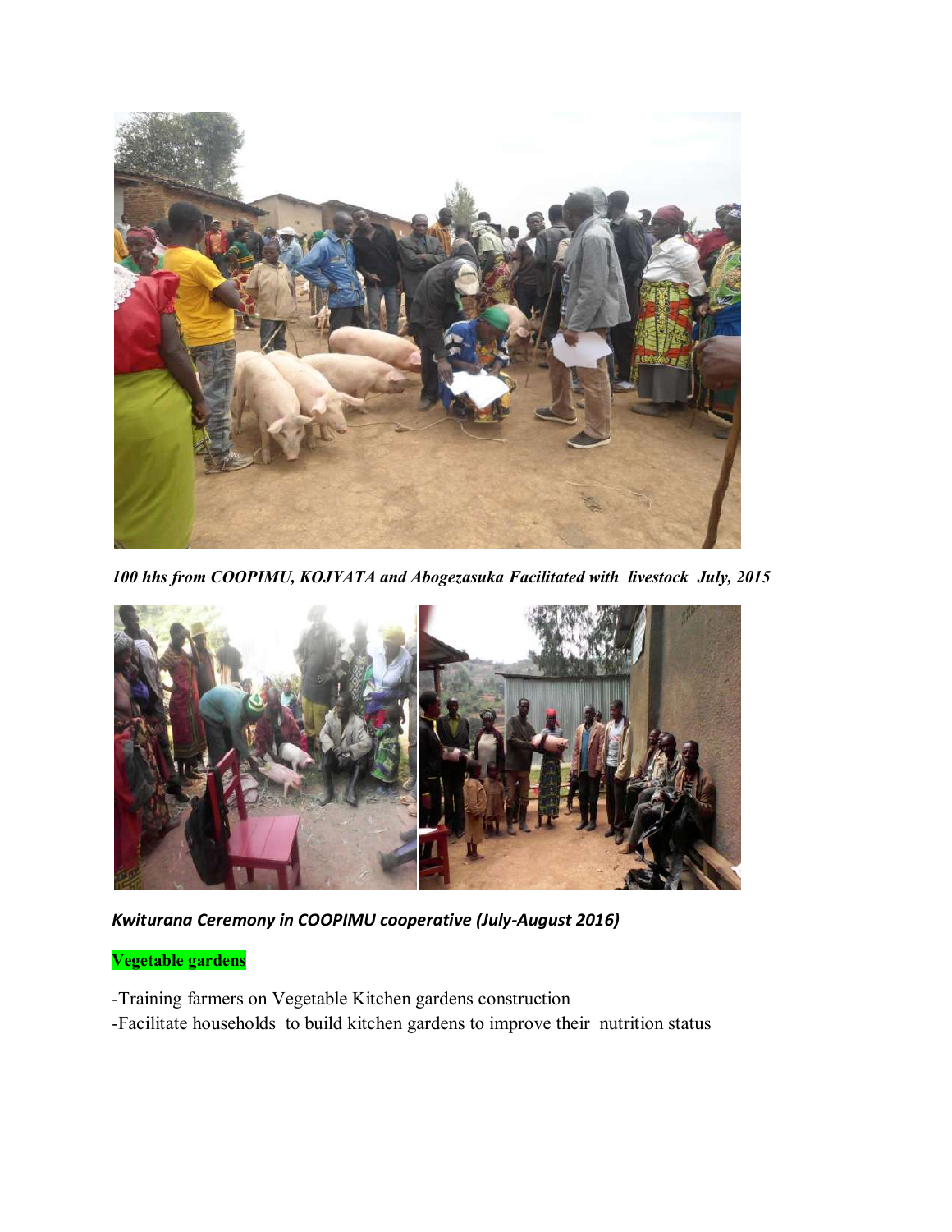*100 hhs from COOPIMU, KOJYATA and Abogezasuka Facilitated with livestock July, 2015*

*Kwiturana Ceremony in COOPIMU cooperative (July-August 2016)*

**Vegetable gardens**

-Training farmers on Vegetable Kitchen gardens construction
-Facilitate households to build kitchen gardens to improve their nutrition status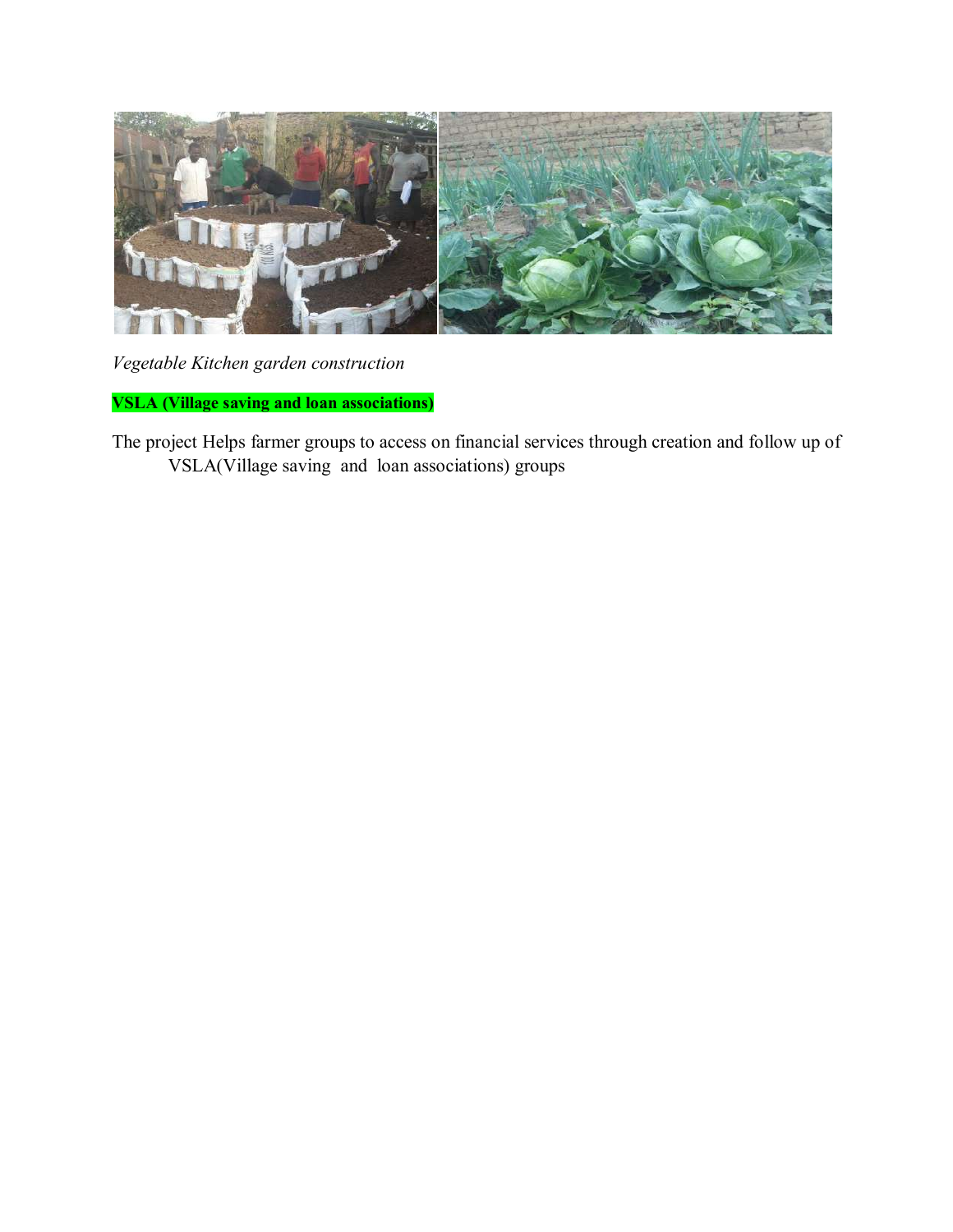*Vegetable Kitchen garden construction*

**VSLA (Village saving and loan associations)**

The project Helps farmer groups to access on financial services through creation and follow up of VSLA(Village saving and loan associations) groups